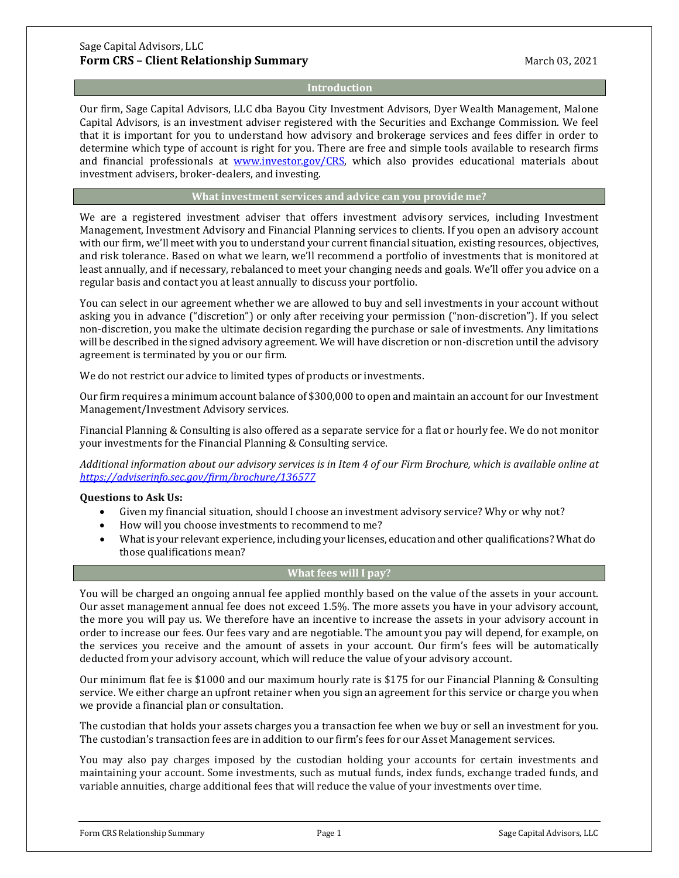Sage Capital Advisors, LLC

# Form CRS – Client Relationship Summary

March 03, 2021

## Introduction

Our firm, Sage Capital Advisors, LLC dba Bayou City Investment Advisors, Dyer Wealth Management, Malone Capital Advisors, is an investment adviser registered with the Securities and Exchange Commission. We feel that it is important for you to understand how advisory and brokerage services and fees differ in order to determine which type of account is right for you. There are free and simple tools available to research firms and financial professionals at [www.investor.gov/CRS](www.investor.gov/CRS), which also provides educational materials about investment advisers, broker-dealers, and investing.

## What investment services and advice can you provide me?

We are a registered investment adviser that offers investment advisory services, including Investment Management, Investment Advisory and Financial Planning services to clients. If you open an advisory account with our firm, we'll meet with you to understand your current financial situation, existing resources, objectives, and risk tolerance. Based on what we learn, we'll recommend a portfolio of investments that is monitored at least annually, and if necessary, rebalanced to meet your changing needs and goals. We'll offer you advice on a regular basis and contact you at least annually to discuss your portfolio.

You can select in our agreement whether we are allowed to buy and sell investments in your account without asking you in advance ("discretion") or only after receiving your permission ("non-discretion"). If you select non-discretion, you make the ultimate decision regarding the purchase or sale of investments. Any limitations will be described in the signed advisory agreement. We will have discretion or non-discretion until the advisory agreement is terminated by you or our firm.

We do not restrict our advice to limited types of products or investments.

Our firm requires a minimum account balance of $300,000 to open and maintain an account for our Investment Management/Investment Advisory services.

Financial Planning & Consulting is also offered as a separate service for a flat or hourly fee. We do not monitor your investments for the Financial Planning & Consulting service.

*Additional information about our advisory services is in Item 4 of our Firm Brochure, which is available online at [https://adviserinfo.sec.gov/firm/brochure/136577](https://adviserinfo.sec.gov/firm/brochure/136577)*

**Questions to Ask Us:**

- Given my financial situation, should I choose an investment advisory service? Why or why not?
- How will you choose investments to recommend to me?
- What is your relevant experience, including your licenses, education and other qualifications? What do those qualifications mean?

## What fees will I pay?

You will be charged an ongoing annual fee applied monthly based on the value of the assets in your account. Our asset management annual fee does not exceed 1.5%. The more assets you have in your advisory account, the more you will pay us. We therefore have an incentive to increase the assets in your advisory account in order to increase our fees. Our fees vary and are negotiable. The amount you pay will depend, for example, on the services you receive and the amount of assets in your account. Our firm's fees will be automatically deducted from your advisory account, which will reduce the value of your advisory account.

Our minimum flat fee is $1000 and our maximum hourly rate is $175 for our Financial Planning & Consulting service. We either charge an upfront retainer when you sign an agreement for this service or charge you when we provide a financial plan or consultation.

The custodian that holds your assets charges you a transaction fee when we buy or sell an investment for you. The custodian's transaction fees are in addition to our firm's fees for our Asset Management services.

You may also pay charges imposed by the custodian holding your accounts for certain investments and maintaining your account. Some investments, such as mutual funds, index funds, exchange traded funds, and variable annuities, charge additional fees that will reduce the value of your investments over time.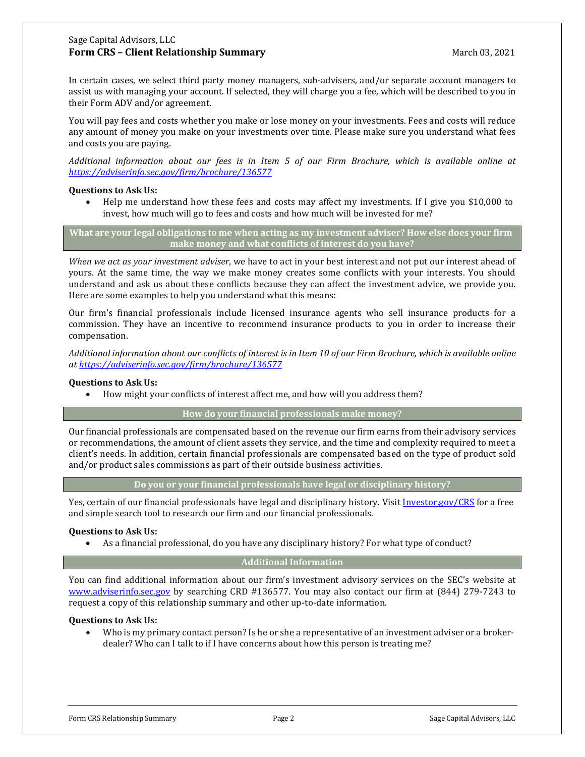In certain cases, we select third party money managers, sub-advisers, and/or separate account managers to assist us with managing your account. If selected, they will charge you a fee, which will be described to you in their Form ADV and/or agreement.

You will pay fees and costs whether you make or lose money on your investments. Fees and costs will reduce any amount of money you make on your investments over time. Please make sure you understand what fees and costs you are paying.

*Additional information about our fees is in Item 5 of our Firm Brochure, which is available online at https://adviserinfo.sec.gov/firm/brochure/136577*

**Questions to Ask Us:**

- Help me understand how these fees and costs may affect my investments. If I give you $10,000 to invest, how much will go to fees and costs and how much will be invested for me?

## What are your legal obligations to me when acting as my investment adviser? How else does your firm make money and what conflicts of interest do you have?

*When we act as your investment adviser*, we have to act in your best interest and not put our interest ahead of yours. At the same time, the way we make money creates some conflicts with your interests. You should understand and ask us about these conflicts because they can affect the investment advice, we provide you. Here are some examples to help you understand what this means:

Our firm's financial professionals include licensed insurance agents who sell insurance products for a commission. They have an incentive to recommend insurance products to you in order to increase their compensation.

*Additional information about our conflicts of interest is in Item 10 of our Firm Brochure, which is available online at https://adviserinfo.sec.gov/firm/brochure/136577*

**Questions to Ask Us:**

- How might your conflicts of interest affect me, and how will you address them?

## How do your financial professionals make money?

Our financial professionals are compensated based on the revenue our firm earns from their advisory services or recommendations, the amount of client assets they service, and the time and complexity required to meet a client's needs. In addition, certain financial professionals are compensated based on the type of product sold and/or product sales commissions as part of their outside business activities.

## Do you or your financial professionals have legal or disciplinary history?

Yes, certain of our financial professionals have legal and disciplinary history. Visit Investor.gov/CRS for a free and simple search tool to research our firm and our financial professionals.

**Questions to Ask Us:**

- As a financial professional, do you have any disciplinary history? For what type of conduct?

## Additional Information

You can find additional information about our firm's investment advisory services on the SEC's website at www.adviserinfo.sec.gov by searching CRD #136577. You may also contact our firm at (844) 279-7243 to request a copy of this relationship summary and other up-to-date information.

**Questions to Ask Us:**

- Who is my primary contact person? Is he or she a representative of an investment adviser or a broker-dealer? Who can I talk to if I have concerns about how this person is treating me?